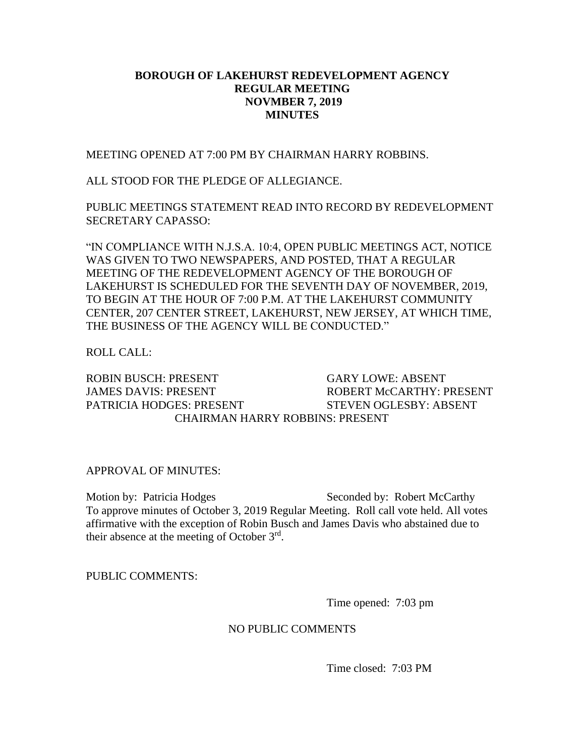# BOROUGH OF LAKEHURST REDEVELOPMENT AGENCY
# REGULAR MEETING
# NOVMBER 7, 2019
# MINUTES

MEETING OPENED AT 7:00 PM BY CHAIRMAN HARRY ROBBINS.

ALL STOOD FOR THE PLEDGE OF ALLEGIANCE.

PUBLIC MEETINGS STATEMENT READ INTO RECORD BY REDEVELOPMENT SECRETARY CAPASSO:

"IN COMPLIANCE WITH N.J.S.A. 10:4, OPEN PUBLIC MEETINGS ACT, NOTICE WAS GIVEN TO TWO NEWSPAPERS, AND POSTED, THAT A REGULAR MEETING OF THE REDEVELOPMENT AGENCY OF THE BOROUGH OF LAKEHURST IS SCHEDULED FOR THE SEVENTH DAY OF NOVEMBER, 2019, TO BEGIN AT THE HOUR OF 7:00 P.M. AT THE LAKEHURST COMMUNITY CENTER, 207 CENTER STREET, LAKEHURST, NEW JERSEY, AT WHICH TIME, THE BUSINESS OF THE AGENCY WILL BE CONDUCTED."

ROLL CALL:

ROBIN BUSCH: PRESENT
GARY LOWE: ABSENT
JAMES DAVIS: PRESENT
ROBERT McCARTHY: PRESENT
PATRICIA HODGES: PRESENT
STEVEN OGLESBY: ABSENT
CHAIRMAN HARRY ROBBINS: PRESENT

APPROVAL OF MINUTES:

Motion by: Patricia Hodges
Seconded by: Robert McCarthy

To approve minutes of October 3, 2019 Regular Meeting. Roll call vote held. All votes affirmative with the exception of Robin Busch and James Davis who abstained due to their absence at the meeting of October 3rd.

PUBLIC COMMENTS:

Time opened: 7:03 pm

NO PUBLIC COMMENTS

Time closed: 7:03 PM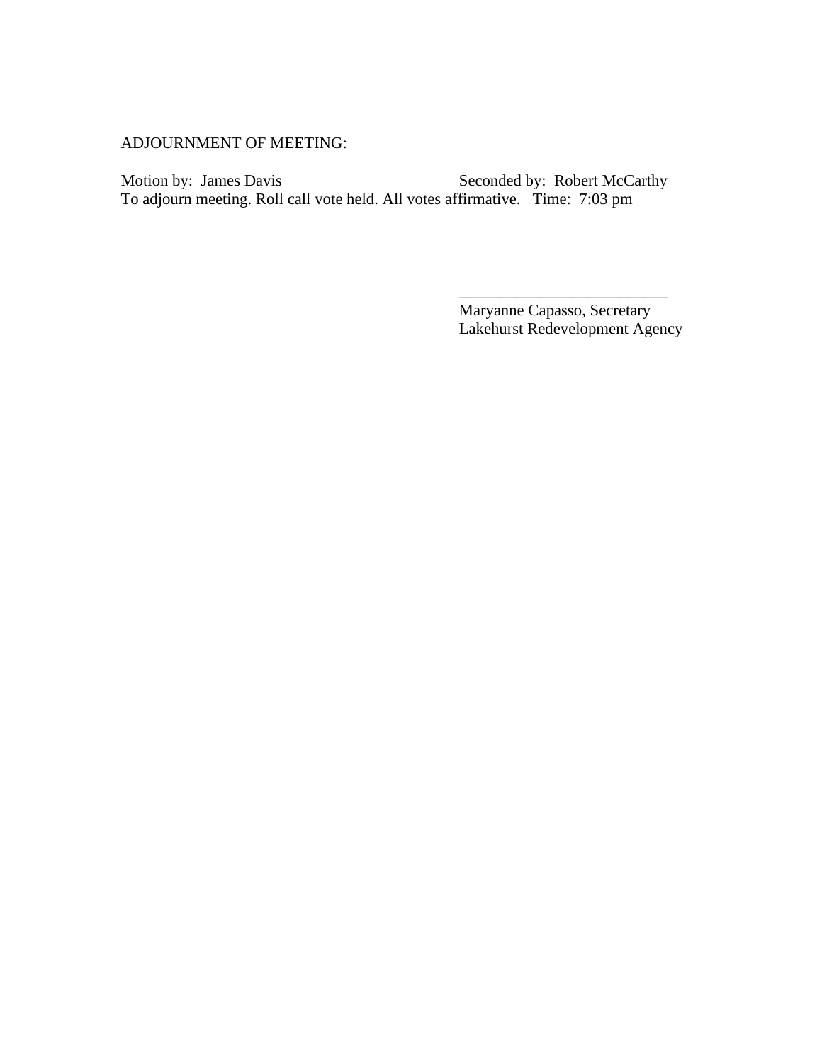ADJOURNMENT OF MEETING:

Motion by: James Davis Seconded by: Robert McCarthy
To adjourn meeting. Roll call vote held. All votes affirmative. Time: 7:03 pm

\_\_\_\_\_\_\_\_\_\_\_\_\_\_\_\_\_\_\_\_\_\_\_\_\_\_\_

Maryanne Capasso, Secretary
Lakehurst Redevelopment Agency